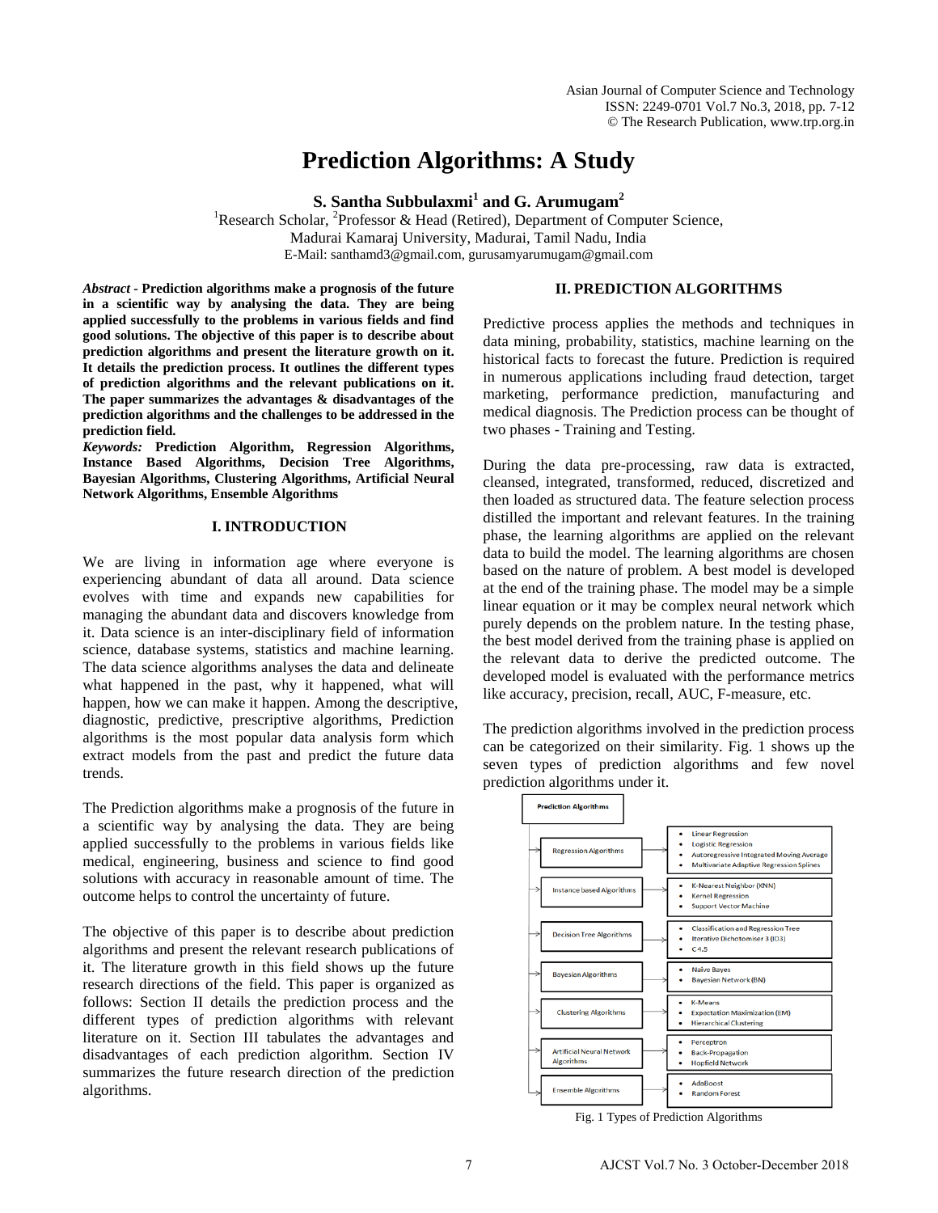# Prediction Algorithms: A Study

**S. Santha Subbulaxmi[1] and G. Arumugam[2]**

[1]Research Scholar, [2]Professor & Head (Retired), Department of Computer Science,
Madurai Kamaraj University, Madurai, Tamil Nadu, India
E-Mail: santhamd3@gmail.com, gurusamyarumugam@gmail.com

***Abstract* - Prediction algorithms make a prognosis of the future in a scientific way by analysing the data. They are being applied successfully to the problems in various fields and find good solutions. The objective of this paper is to describe about prediction algorithms and present the literature growth on it. It details the prediction process. It outlines the different types of prediction algorithms and the relevant publications on it. The paper summarizes the advantages & disadvantages of the prediction algorithms and the challenges to be addressed in the prediction field.**

***Keywords:* Prediction Algorithm, Regression Algorithms, Instance Based Algorithms, Decision Tree Algorithms, Bayesian Algorithms, Clustering Algorithms, Artificial Neural Network Algorithms, Ensemble Algorithms**

## I. INTRODUCTION

We are living in information age where everyone is experiencing abundant of data all around. Data science evolves with time and expands new capabilities for managing the abundant data and discovers knowledge from it. Data science is an inter-disciplinary field of information science, database systems, statistics and machine learning. The data science algorithms analyses the data and delineate what happened in the past, why it happened, what will happen, how we can make it happen. Among the descriptive, diagnostic, predictive, prescriptive algorithms, Prediction algorithms is the most popular data analysis form which extract models from the past and predict the future data trends.

The Prediction algorithms make a prognosis of the future in a scientific way by analysing the data. They are being applied successfully to the problems in various fields like medical, engineering, business and science to find good solutions with accuracy in reasonable amount of time. The outcome helps to control the uncertainty of future.

The objective of this paper is to describe about prediction algorithms and present the relevant research publications of it. The literature growth in this field shows up the future research directions of the field. This paper is organized as follows: Section II details the prediction process and the different types of prediction algorithms with relevant literature on it. Section III tabulates the advantages and disadvantages of each prediction algorithm. Section IV summarizes the future research direction of the prediction algorithms.

## II. PREDICTION ALGORITHMS

Predictive process applies the methods and techniques in data mining, probability, statistics, machine learning on the historical facts to forecast the future. Prediction is required in numerous applications including fraud detection, target marketing, performance prediction, manufacturing and medical diagnosis. The Prediction process can be thought of two phases - Training and Testing.

During the data pre-processing, raw data is extracted, cleansed, integrated, transformed, reduced, discretized and then loaded as structured data. The feature selection process distilled the important and relevant features. In the training phase, the learning algorithms are applied on the relevant data to build the model. The learning algorithms are chosen based on the nature of problem. A best model is developed at the end of the training phase. The model may be a simple linear equation or it may be complex neural network which purely depends on the problem nature. In the testing phase, the best model derived from the training phase is applied on the relevant data to derive the predicted outcome. The developed model is evaluated with the performance metrics like accuracy, precision, recall, AUC, F-measure, etc.

The prediction algorithms involved in the prediction process can be categorized on their similarity. Fig. 1 shows up the seven types of prediction algorithms and few novel prediction algorithms under it.

Prediction Algorithms

- Regression Algorithms
  - Linear Regression
  - Logistic Regression
  - Autoregressive Integrated Moving Average
  - Multivariate Adaptive Regression Splines
- Instance based Algorithms
  - K-Nearest Neighbor (KNN)
  - Kernel Regression
  - Support Vector Machine
- Decision Tree Algorithms
  - Classification and Regression Tree
  - Iterative Dichotomiser 3 (ID3)
  - C4.5
- Bayesian Algorithms
  - Naive Bayes
  - Bayesian Network (BN)
- Clustering Algorithms
  - K-Means
  - Expectation Maximization (EM)
  - Hierarchical Clustering
- Artificial Neural Network Algorithms
  - Perceptron
  - Back-Propagation
  - Hopfield Network
- Ensemble Algorithms
  - AdaBoost
  - Random Forest

Fig. 1 Types of Prediction Algorithms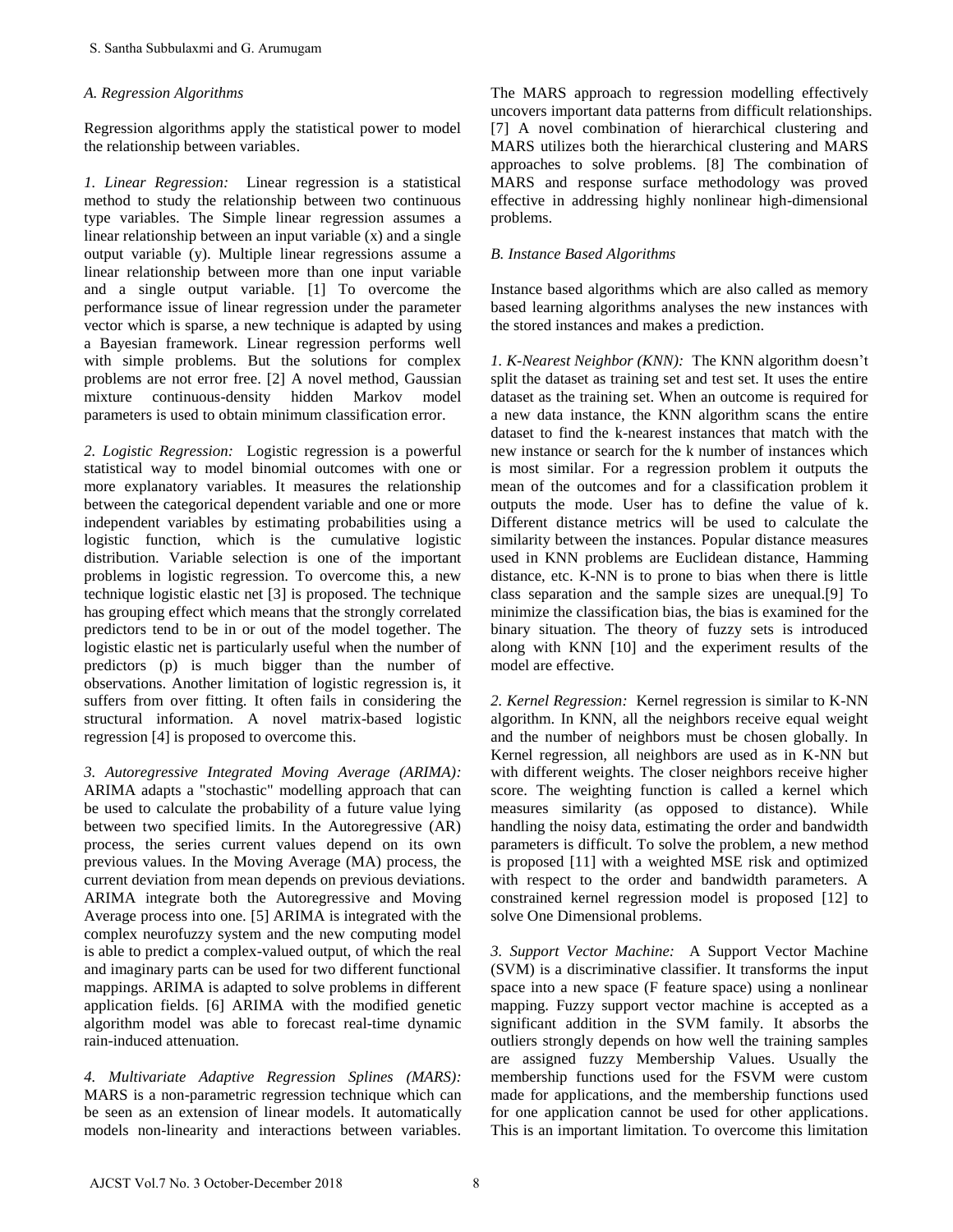### A. Regression Algorithms

Regression algorithms apply the statistical power to model the relationship between variables.

*1. Linear Regression:* Linear regression is a statistical method to study the relationship between two continuous type variables. The Simple linear regression assumes a linear relationship between an input variable (x) and a single output variable (y). Multiple linear regressions assume a linear relationship between more than one input variable and a single output variable. [1] To overcome the performance issue of linear regression under the parameter vector which is sparse, a new technique is adapted by using a Bayesian framework. Linear regression performs well with simple problems. But the solutions for complex problems are not error free. [2] A novel method, Gaussian mixture continuous-density hidden Markov model parameters is used to obtain minimum classification error.

*2. Logistic Regression:* Logistic regression is a powerful statistical way to model binomial outcomes with one or more explanatory variables. It measures the relationship between the categorical dependent variable and one or more independent variables by estimating probabilities using a logistic function, which is the cumulative logistic distribution. Variable selection is one of the important problems in logistic regression. To overcome this, a new technique logistic elastic net [3] is proposed. The technique has grouping effect which means that the strongly correlated predictors tend to be in or out of the model together. The logistic elastic net is particularly useful when the number of predictors (p) is much bigger than the number of observations. Another limitation of logistic regression is, it suffers from over fitting. It often fails in considering the structural information. A novel matrix-based logistic regression [4] is proposed to overcome this.

*3. Autoregressive Integrated Moving Average (ARIMA):* ARIMA adapts a "stochastic" modelling approach that can be used to calculate the probability of a future value lying between two specified limits. In the Autoregressive (AR) process, the series current values depend on its own previous values. In the Moving Average (MA) process, the current deviation from mean depends on previous deviations. ARIMA integrate both the Autoregressive and Moving Average process into one. [5] ARIMA is integrated with the complex neurofuzzy system and the new computing model is able to predict a complex-valued output, of which the real and imaginary parts can be used for two different functional mappings. ARIMA is adapted to solve problems in different application fields. [6] ARIMA with the modified genetic algorithm model was able to forecast real-time dynamic rain-induced attenuation.

*4. Multivariate Adaptive Regression Splines (MARS):* MARS is a non-parametric regression technique which can be seen as an extension of linear models. It automatically models non-linearity and interactions between variables. The MARS approach to regression modelling effectively uncovers important data patterns from difficult relationships. [7] A novel combination of hierarchical clustering and MARS utilizes both the hierarchical clustering and MARS approaches to solve problems. [8] The combination of MARS and response surface methodology was proved effective in addressing highly nonlinear high-dimensional problems.

### B. Instance Based Algorithms

Instance based algorithms which are also called as memory based learning algorithms analyses the new instances with the stored instances and makes a prediction.

*1. K-Nearest Neighbor (KNN):* The KNN algorithm doesn't split the dataset as training set and test set. It uses the entire dataset as the training set. When an outcome is required for a new data instance, the KNN algorithm scans the entire dataset to find the k-nearest instances that match with the new instance or search for the k number of instances which is most similar. For a regression problem it outputs the mean of the outcomes and for a classification problem it outputs the mode. User has to define the value of k. Different distance metrics will be used to calculate the similarity between the instances. Popular distance measures used in KNN problems are Euclidean distance, Hamming distance, etc. K-NN is to prone to bias when there is little class separation and the sample sizes are unequal.[9] To minimize the classification bias, the bias is examined for the binary situation. The theory of fuzzy sets is introduced along with KNN [10] and the experiment results of the model are effective.

*2. Kernel Regression:* Kernel regression is similar to K-NN algorithm. In KNN, all the neighbors receive equal weight and the number of neighbors must be chosen globally. In Kernel regression, all neighbors are used as in K-NN but with different weights. The closer neighbors receive higher score. The weighting function is called a kernel which measures similarity (as opposed to distance). While handling the noisy data, estimating the order and bandwidth parameters is difficult. To solve the problem, a new method is proposed [11] with a weighted MSE risk and optimized with respect to the order and bandwidth parameters. A constrained kernel regression model is proposed [12] to solve One Dimensional problems.

*3. Support Vector Machine:* A Support Vector Machine (SVM) is a discriminative classifier. It transforms the input space into a new space (F feature space) using a nonlinear mapping. Fuzzy support vector machine is accepted as a significant addition in the SVM family. It absorbs the outliers strongly depends on how well the training samples are assigned fuzzy Membership Values. Usually the membership functions used for the FSVM were custom made for applications, and the membership functions used for one application cannot be used for other applications. This is an important limitation. To overcome this limitation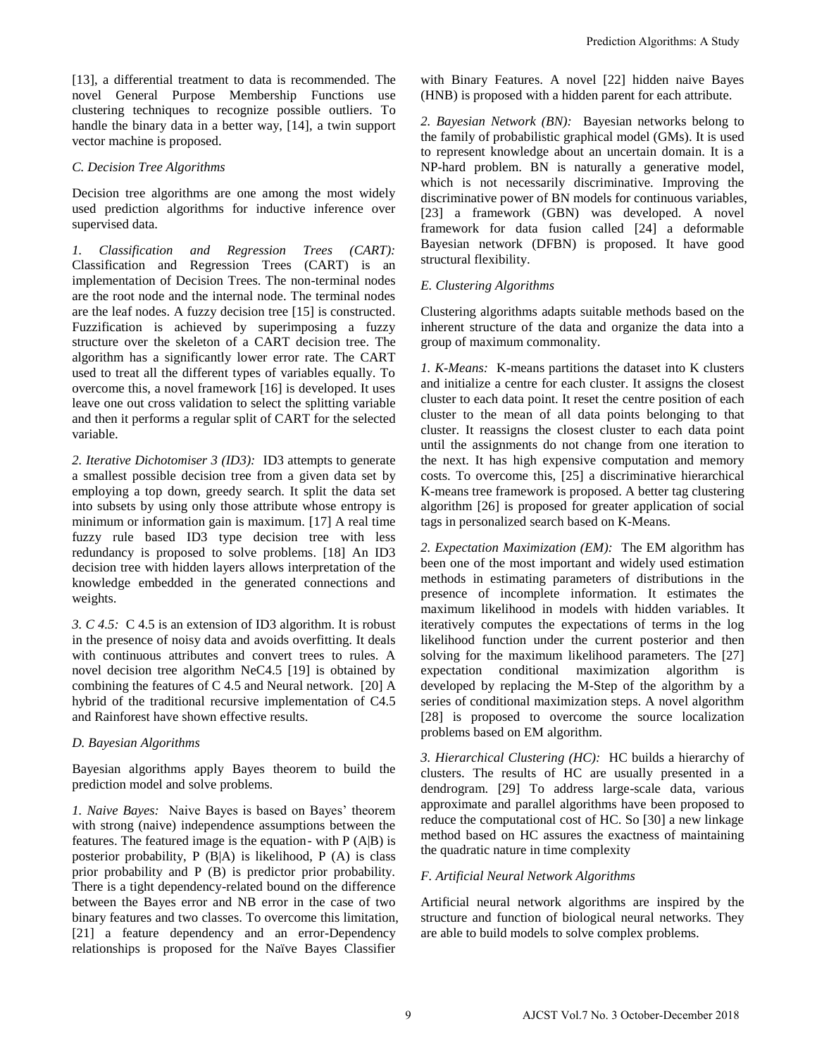[13], a differential treatment to data is recommended. The novel General Purpose Membership Functions use clustering techniques to recognize possible outliers. To handle the binary data in a better way, [14], a twin support vector machine is proposed.

### *C. Decision Tree Algorithms*

Decision tree algorithms are one among the most widely used prediction algorithms for inductive inference over supervised data.

*1. Classification and Regression Trees (CART):* Classification and Regression Trees (CART) is an implementation of Decision Trees. The non-terminal nodes are the root node and the internal node. The terminal nodes are the leaf nodes. A fuzzy decision tree [15] is constructed. Fuzzification is achieved by superimposing a fuzzy structure over the skeleton of a CART decision tree. The algorithm has a significantly lower error rate. The CART used to treat all the different types of variables equally. To overcome this, a novel framework [16] is developed. It uses leave one out cross validation to select the splitting variable and then it performs a regular split of CART for the selected variable.

*2. Iterative Dichotomiser 3 (ID3):* ID3 attempts to generate a smallest possible decision tree from a given data set by employing a top down, greedy search. It split the data set into subsets by using only those attribute whose entropy is minimum or information gain is maximum. [17] A real time fuzzy rule based ID3 type decision tree with less redundancy is proposed to solve problems. [18] An ID3 decision tree with hidden layers allows interpretation of the knowledge embedded in the generated connections and weights.

*3. C 4.5:* C 4.5 is an extension of ID3 algorithm. It is robust in the presence of noisy data and avoids overfitting. It deals with continuous attributes and convert trees to rules. A novel decision tree algorithm NeC4.5 [19] is obtained by combining the features of C 4.5 and Neural network. [20] A hybrid of the traditional recursive implementation of C4.5 and Rainforest have shown effective results.

### *D. Bayesian Algorithms*

Bayesian algorithms apply Bayes theorem to build the prediction model and solve problems.

*1. Naive Bayes:* Naive Bayes is based on Bayes' theorem with strong (naive) independence assumptions between the features. The featured image is the equation- with P (A|B) is posterior probability, P (B|A) is likelihood, P (A) is class prior probability and P (B) is predictor prior probability. There is a tight dependency-related bound on the difference between the Bayes error and NB error in the case of two binary features and two classes. To overcome this limitation, [21] a feature dependency and an error-Dependency relationships is proposed for the Naïve Bayes Classifier with Binary Features. A novel [22] hidden naive Bayes (HNB) is proposed with a hidden parent for each attribute.

*2. Bayesian Network (BN):* Bayesian networks belong to the family of probabilistic graphical model (GMs). It is used to represent knowledge about an uncertain domain. It is a NP-hard problem. BN is naturally a generative model, which is not necessarily discriminative. Improving the discriminative power of BN models for continuous variables, [23] a framework (GBN) was developed. A novel framework for data fusion called [24] a deformable Bayesian network (DFBN) is proposed. It have good structural flexibility.

### *E. Clustering Algorithms*

Clustering algorithms adapts suitable methods based on the inherent structure of the data and organize the data into a group of maximum commonality.

*1. K-Means:* K-means partitions the dataset into K clusters and initialize a centre for each cluster. It assigns the closest cluster to each data point. It reset the centre position of each cluster to the mean of all data points belonging to that cluster. It reassigns the closest cluster to each data point until the assignments do not change from one iteration to the next. It has high expensive computation and memory costs. To overcome this, [25] a discriminative hierarchical K-means tree framework is proposed. A better tag clustering algorithm [26] is proposed for greater application of social tags in personalized search based on K-Means.

*2. Expectation Maximization (EM):* The EM algorithm has been one of the most important and widely used estimation methods in estimating parameters of distributions in the presence of incomplete information. It estimates the maximum likelihood in models with hidden variables. It iteratively computes the expectations of terms in the log likelihood function under the current posterior and then solving for the maximum likelihood parameters. The [27] expectation conditional maximization algorithm is developed by replacing the M-Step of the algorithm by a series of conditional maximization steps. A novel algorithm [28] is proposed to overcome the source localization problems based on EM algorithm.

*3. Hierarchical Clustering (HC):* HC builds a hierarchy of clusters. The results of HC are usually presented in a dendrogram. [29] To address large-scale data, various approximate and parallel algorithms have been proposed to reduce the computational cost of HC. So [30] a new linkage method based on HC assures the exactness of maintaining the quadratic nature in time complexity

### *F. Artificial Neural Network Algorithms*

Artificial neural network algorithms are inspired by the structure and function of biological neural networks. They are able to build models to solve complex problems.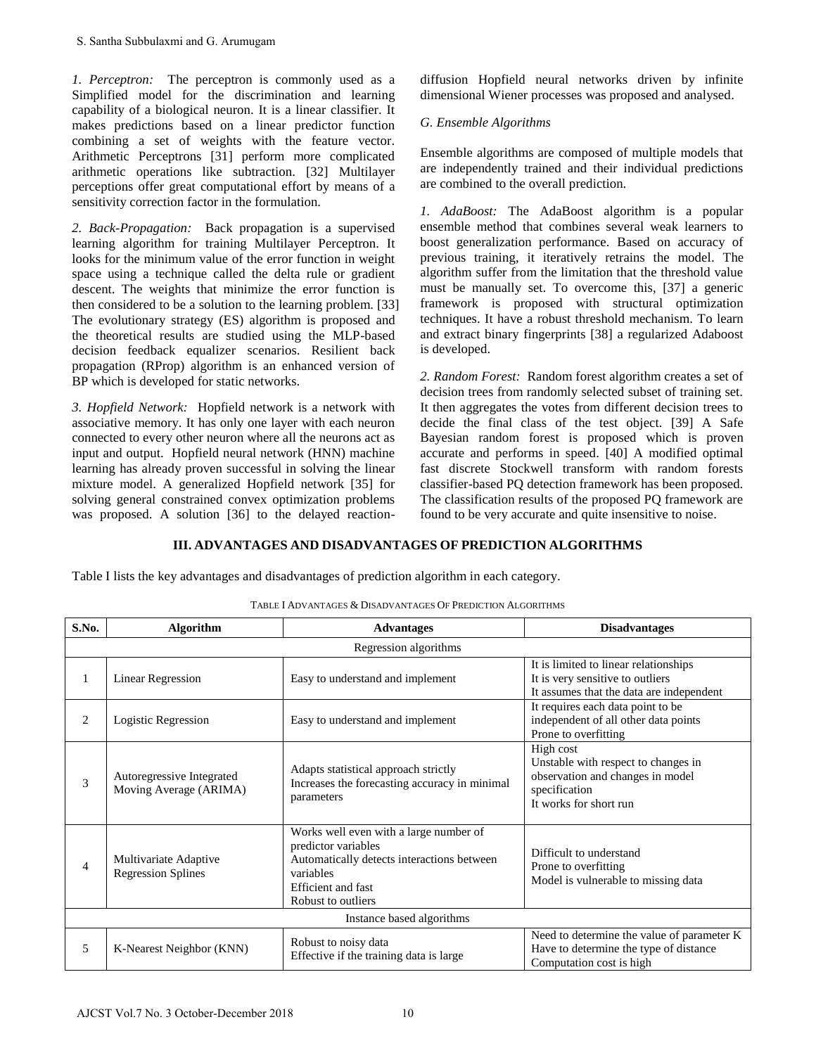*1. Perceptron:* The perceptron is commonly used as a Simplified model for the discrimination and learning capability of a biological neuron. It is a linear classifier. It makes predictions based on a linear predictor function combining a set of weights with the feature vector. Arithmetic Perceptrons [31] perform more complicated arithmetic operations like subtraction. [32] Multilayer perceptions offer great computational effort by means of a sensitivity correction factor in the formulation.

*2. Back-Propagation:* Back propagation is a supervised learning algorithm for training Multilayer Perceptron. It looks for the minimum value of the error function in weight space using a technique called the delta rule or gradient descent. The weights that minimize the error function is then considered to be a solution to the learning problem. [33] The evolutionary strategy (ES) algorithm is proposed and the theoretical results are studied using the MLP-based decision feedback equalizer scenarios. Resilient back propagation (RProp) algorithm is an enhanced version of BP which is developed for static networks.

*3. Hopfield Network:* Hopfield network is a network with associative memory. It has only one layer with each neuron connected to every other neuron where all the neurons act as input and output. Hopfield neural network (HNN) machine learning has already proven successful in solving the linear mixture model. A generalized Hopfield network [35] for solving general constrained convex optimization problems was proposed. A solution [36] to the delayed reaction-diffusion Hopfield neural networks driven by infinite dimensional Wiener processes was proposed and analysed.

### *G. Ensemble Algorithms*

Ensemble algorithms are composed of multiple models that are independently trained and their individual predictions are combined to the overall prediction.

*1. AdaBoost:* The AdaBoost algorithm is a popular ensemble method that combines several weak learners to boost generalization performance. Based on accuracy of previous training, it iteratively retrains the model. The algorithm suffer from the limitation that the threshold value must be manually set. To overcome this, [37] a generic framework is proposed with structural optimization techniques. It have a robust threshold mechanism. To learn and extract binary fingerprints [38] a regularized Adaboost is developed.

*2. Random Forest:* Random forest algorithm creates a set of decision trees from randomly selected subset of training set. It then aggregates the votes from different decision trees to decide the final class of the test object. [39] A Safe Bayesian random forest is proposed which is proven accurate and performs in speed. [40] A modified optimal fast discrete Stockwell transform with random forests classifier-based PQ detection framework has been proposed. The classification results of the proposed PQ framework are found to be very accurate and quite insensitive to noise.

## III. ADVANTAGES AND DISADVANTAGES OF PREDICTION ALGORITHMS

Table I lists the key advantages and disadvantages of prediction algorithm in each category.

TABLE I ADVANTAGES & DISADVANTAGES OF PREDICTION ALGORITHMS

| S.No. | Algorithm | Advantages | Disadvantages |
|---|---|---|---|
| | Regression algorithms | | |
| 1 | Linear Regression | Easy to understand and implement | It is limited to linear relationships<br>It is very sensitive to outliers<br>It assumes that the data are independent |
| 2 | Logistic Regression | Easy to understand and implement | It requires each data point to be independent of all other data points<br>Prone to overfitting |
| 3 | Autoregressive Integrated Moving Average (ARIMA) | Adapts statistical approach strictly<br>Increases the forecasting accuracy in minimal parameters | High cost<br>Unstable with respect to changes in observation and changes in model specification<br>It works for short run |
| 4 | Multivariate Adaptive Regression Splines | Works well even with a large number of predictor variables<br>Automatically detects interactions between variables<br>Efficient and fast<br>Robust to outliers | Difficult to understand<br>Prone to overfitting<br>Model is vulnerable to missing data |
| | Instance based algorithms | | |
| 5 | K-Nearest Neighbor (KNN) | Robust to noisy data<br>Effective if the training data is large | Need to determine the value of parameter K<br>Have to determine the type of distance<br>Computation cost is high |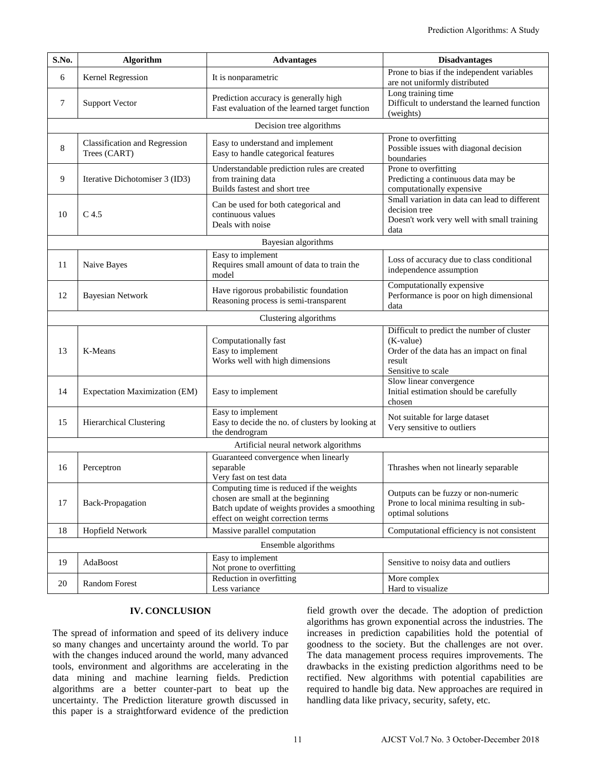| S.No. | Algorithm | Advantages | Disadvantages |
|---|---|---|---|
| 6 | Kernel Regression | It is nonparametric | Prone to bias if the independent variables are not uniformly distributed |
| 7 | Support Vector | Prediction accuracy is generally high<br>Fast evaluation of the learned target function | Long training time<br>Difficult to understand the learned function (weights) |
| | | Decision tree algorithms | |
| 8 | Classification and Regression Trees (CART) | Easy to understand and implement<br>Easy to handle categorical features | Prone to overfitting<br>Possible issues with diagonal decision boundaries |
| 9 | Iterative Dichotomiser 3 (ID3) | Understandable prediction rules are created from training data<br>Builds fastest and short tree | Prone to overfitting<br>Predicting a continuous data may be computationally expensive |
| 10 | C 4.5 | Can be used for both categorical and continuous values<br>Deals with noise | Small variation in data can lead to different decision tree<br>Doesn't work very well with small training data |
| | | Bayesian algorithms | |
| 11 | Naive Bayes | Easy to implement<br>Requires small amount of data to train the model | Loss of accuracy due to class conditional independence assumption |
| 12 | Bayesian Network | Have rigorous probabilistic foundation<br>Reasoning process is semi-transparent | Computationally expensive<br>Performance is poor on high dimensional data |
| | | Clustering algorithms | |
| 13 | K-Means | Computationally fast<br>Easy to implement<br>Works well with high dimensions | Difficult to predict the number of cluster (K-value)<br>Order of the data has an impact on final result<br>Sensitive to scale |
| 14 | Expectation Maximization (EM) | Easy to implement | Slow linear convergence<br>Initial estimation should be carefully chosen |
| 15 | Hierarchical Clustering | Easy to implement<br>Easy to decide the no. of clusters by looking at the dendrogram | Not suitable for large dataset<br>Very sensitive to outliers |
| | | Artificial neural network algorithms | |
| 16 | Perceptron | Guaranteed convergence when linearly separable<br>Very fast on test data | Thrashes when not linearly separable |
| 17 | Back-Propagation | Computing time is reduced if the weights chosen are small at the beginning<br>Batch update of weights provides a smoothing effect on weight correction terms | Outputs can be fuzzy or non-numeric<br>Prone to local minima resulting in sub-optimal solutions |
| 18 | Hopfield Network | Massive parallel computation | Computational efficiency is not consistent |
| | | Ensemble algorithms | |
| 19 | AdaBoost | Easy to implement<br>Not prone to overfitting | Sensitive to noisy data and outliers |
| 20 | Random Forest | Reduction in overfitting<br>Less variance | More complex<br>Hard to visualize |

## IV. CONCLUSION

The spread of information and speed of its delivery induce so many changes and uncertainty around the world. To par with the changes induced around the world, many advanced tools, environment and algorithms are accelerating in the data mining and machine learning fields. Prediction algorithms are a better counter-part to beat up the uncertainty. The Prediction literature growth discussed in this paper is a straightforward evidence of the prediction field growth over the decade. The adoption of prediction algorithms has grown exponential across the industries. The increases in prediction capabilities hold the potential of goodness to the society. But the challenges are not over. The data management process requires improvements. The drawbacks in the existing prediction algorithms need to be rectified. New algorithms with potential capabilities are required to handle big data. New approaches are required in handling data like privacy, security, safety, etc.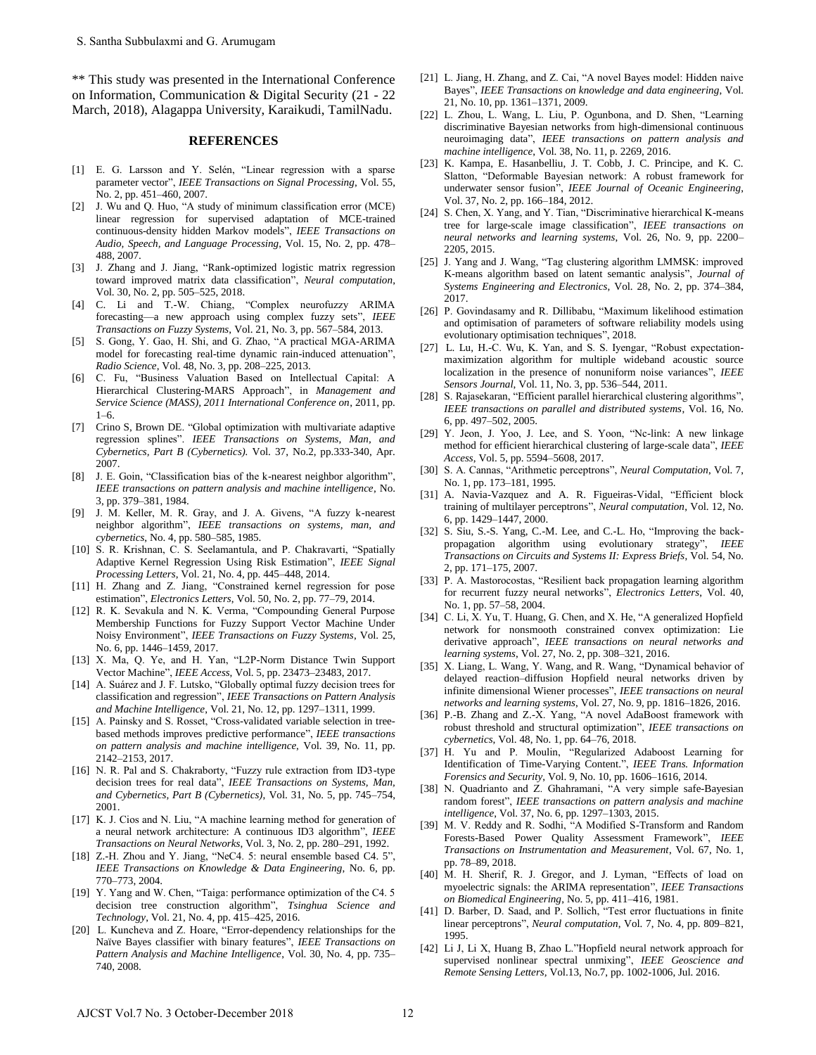** This study was presented in the International Conference on Information, Communication & Digital Security (21 - 22 March, 2018), Alagappa University, Karaikudi, TamilNadu.

## REFERENCES

[1] E. G. Larsson and Y. Selén, "Linear regression with a sparse parameter vector", *IEEE Transactions on Signal Processing*, Vol. 55, No. 2, pp. 451–460, 2007.

[2] J. Wu and Q. Huo, "A study of minimum classification error (MCE) linear regression for supervised adaptation of MCE-trained continuous-density hidden Markov models", *IEEE Transactions on Audio, Speech, and Language Processing*, Vol. 15, No. 2, pp. 478–488, 2007.

[3] J. Zhang and J. Jiang, "Rank-optimized logistic matrix regression toward improved matrix data classification", *Neural computation*, Vol. 30, No. 2, pp. 505–525, 2018.

[4] C. Li and T.-W. Chiang, "Complex neurofuzzy ARIMA forecasting—a new approach using complex fuzzy sets", *IEEE Transactions on Fuzzy Systems*, Vol. 21, No. 3, pp. 567–584, 2013.

[5] S. Gong, Y. Gao, H. Shi, and G. Zhao, "A practical MGA-ARIMA model for forecasting real-time dynamic rain-induced attenuation", *Radio Science*, Vol. 48, No. 3, pp. 208–225, 2013.

[6] C. Fu, "Business Valuation Based on Intellectual Capital: A Hierarchical Clustering-MARS Approach", in *Management and Service Science (MASS), 2011 International Conference on*, 2011, pp. 1–6.

[7] Crino S, Brown DE. "Global optimization with multivariate adaptive regression splines". *IEEE Transactions on Systems, Man, and Cybernetics, Part B (Cybernetics).* Vol. 37, No.2, pp.333-340, Apr. 2007.

[8] J. E. Goin, "Classification bias of the k-nearest neighbor algorithm", *IEEE transactions on pattern analysis and machine intelligence*, No. 3, pp. 379–381, 1984.

[9] J. M. Keller, M. R. Gray, and J. A. Givens, "A fuzzy k-nearest neighbor algorithm", *IEEE transactions on systems, man, and cybernetics*, No. 4, pp. 580–585, 1985.

[10] S. R. Krishnan, C. S. Seelamantula, and P. Chakravarti, "Spatially Adaptive Kernel Regression Using Risk Estimation", *IEEE Signal Processing Letters*, Vol. 21, No. 4, pp. 445–448, 2014.

[11] H. Zhang and Z. Jiang, "Constrained kernel regression for pose estimation", *Electronics Letters*, Vol. 50, No. 2, pp. 77–79, 2014.

[12] R. K. Sevakula and N. K. Verma, "Compounding General Purpose Membership Functions for Fuzzy Support Vector Machine Under Noisy Environment", *IEEE Transactions on Fuzzy Systems*, Vol. 25, No. 6, pp. 1446–1459, 2017.

[13] X. Ma, Q. Ye, and H. Yan, "L2P-Norm Distance Twin Support Vector Machine", *IEEE Access*, Vol. 5, pp. 23473–23483, 2017.

[14] A. Suárez and J. F. Lutsko, "Globally optimal fuzzy decision trees for classification and regression", *IEEE Transactions on Pattern Analysis and Machine Intelligence*, Vol. 21, No. 12, pp. 1297–1311, 1999.

[15] A. Painsky and S. Rosset, "Cross-validated variable selection in tree-based methods improves predictive performance", *IEEE transactions on pattern analysis and machine intelligence*, Vol. 39, No. 11, pp. 2142–2153, 2017.

[16] N. R. Pal and S. Chakraborty, "Fuzzy rule extraction from ID3-type decision trees for real data", *IEEE Transactions on Systems, Man, and Cybernetics, Part B (Cybernetics)*, Vol. 31, No. 5, pp. 745–754, 2001.

[17] K. J. Cios and N. Liu, "A machine learning method for generation of a neural network architecture: A continuous ID3 algorithm", *IEEE Transactions on Neural Networks*, Vol. 3, No. 2, pp. 280–291, 1992.

[18] Z.-H. Zhou and Y. Jiang, "NeC4. 5: neural ensemble based C4. 5", *IEEE Transactions on Knowledge & Data Engineering*, No. 6, pp. 770–773, 2004.

[19] Y. Yang and W. Chen, "Taiga: performance optimization of the C4. 5 decision tree construction algorithm", *Tsinghua Science and Technology*, Vol. 21, No. 4, pp. 415–425, 2016.

[20] L. Kuncheva and Z. Hoare, "Error-dependency relationships for the Naïve Bayes classifier with binary features", *IEEE Transactions on Pattern Analysis and Machine Intelligence*, Vol. 30, No. 4, pp. 735–740, 2008.

[21] L. Jiang, H. Zhang, and Z. Cai, "A novel Bayes model: Hidden naive Bayes", *IEEE Transactions on knowledge and data engineering*, Vol. 21, No. 10, pp. 1361–1371, 2009.

[22] L. Zhou, L. Wang, L. Liu, P. Ogunbona, and D. Shen, "Learning discriminative Bayesian networks from high-dimensional continuous neuroimaging data", *IEEE transactions on pattern analysis and machine intelligence*, Vol. 38, No. 11, p. 2269, 2016.

[23] K. Kampa, E. Hasanbelliu, J. T. Cobb, J. C. Principe, and K. C. Slatton, "Deformable Bayesian network: A robust framework for underwater sensor fusion", *IEEE Journal of Oceanic Engineering*, Vol. 37, No. 2, pp. 166–184, 2012.

[24] S. Chen, X. Yang, and Y. Tian, "Discriminative hierarchical K-means tree for large-scale image classification", *IEEE transactions on neural networks and learning systems*, Vol. 26, No. 9, pp. 2200–2205, 2015.

[25] J. Yang and J. Wang, "Tag clustering algorithm LMMSK: improved K-means algorithm based on latent semantic analysis", *Journal of Systems Engineering and Electronics*, Vol. 28, No. 2, pp. 374–384, 2017.

[26] P. Govindasamy and R. Dillibabu, "Maximum likelihood estimation and optimisation of parameters of software reliability models using evolutionary optimisation techniques", 2018.

[27] L. Lu, H.-C. Wu, K. Yan, and S. S. Iyengar, "Robust expectation-maximization algorithm for multiple wideband acoustic source localization in the presence of nonuniform noise variances", *IEEE Sensors Journal*, Vol. 11, No. 3, pp. 536–544, 2011.

[28] S. Rajasekaran, "Efficient parallel hierarchical clustering algorithms", *IEEE transactions on parallel and distributed systems*, Vol. 16, No. 6, pp. 497–502, 2005.

[29] Y. Jeon, J. Yoo, J. Lee, and S. Yoon, "Nc-link: A new linkage method for efficient hierarchical clustering of large-scale data", *IEEE Access*, Vol. 5, pp. 5594–5608, 2017.

[30] S. A. Cannas, "Arithmetic perceptrons", *Neural Computation*, Vol. 7, No. 1, pp. 173–181, 1995.

[31] A. Navia-Vazquez and A. R. Figueiras-Vidal, "Efficient block training of multilayer perceptrons", *Neural computation*, Vol. 12, No. 6, pp. 1429–1447, 2000.

[32] S. Siu, S.-S. Yang, C.-M. Lee, and C.-L. Ho, "Improving the back-propagation algorithm using evolutionary strategy", *IEEE Transactions on Circuits and Systems II: Express Briefs*, Vol. 54, No. 2, pp. 171–175, 2007.

[33] P. A. Mastorocostas, "Resilient back propagation learning algorithm for recurrent fuzzy neural networks", *Electronics Letters*, Vol. 40, No. 1, pp. 57–58, 2004.

[34] C. Li, X. Yu, T. Huang, G. Chen, and X. He, "A generalized Hopfield network for nonsmooth constrained convex optimization: Lie derivative approach", *IEEE transactions on neural networks and learning systems*, Vol. 27, No. 2, pp. 308–321, 2016.

[35] X. Liang, L. Wang, Y. Wang, and R. Wang, "Dynamical behavior of delayed reaction–diffusion Hopfield neural networks driven by infinite dimensional Wiener processes", *IEEE transactions on neural networks and learning systems*, Vol. 27, No. 9, pp. 1816–1826, 2016.

[36] P.-B. Zhang and Z.-X. Yang, "A novel AdaBoost framework with robust threshold and structural optimization", *IEEE transactions on cybernetics*, Vol. 48, No. 1, pp. 64–76, 2018.

[37] H. Yu and P. Moulin, "Regularized Adaboost Learning for Identification of Time-Varying Content.", *IEEE Trans. Information Forensics and Security*, Vol. 9, No. 10, pp. 1606–1616, 2014.

[38] N. Quadrianto and Z. Ghahramani, "A very simple safe-Bayesian random forest", *IEEE transactions on pattern analysis and machine intelligence*, Vol. 37, No. 6, pp. 1297–1303, 2015.

[39] M. V. Reddy and R. Sodhi, "A Modified S-Transform and Random Forests-Based Power Quality Assessment Framework", *IEEE Transactions on Instrumentation and Measurement*, Vol. 67, No. 1, pp. 78–89, 2018.

[40] M. H. Sherif, R. J. Gregor, and J. Lyman, "Effects of load on myoelectric signals: the ARIMA representation", *IEEE Transactions on Biomedical Engineering*, No. 5, pp. 411–416, 1981.

[41] D. Barber, D. Saad, and P. Sollich, "Test error fluctuations in finite linear perceptrons", *Neural computation*, Vol. 7, No. 4, pp. 809–821, 1995.

[42] Li J, Li X, Huang B, Zhao L."Hopfield neural network approach for supervised nonlinear spectral unmixing", *IEEE Geoscience and Remote Sensing Letters*, Vol.13, No.7, pp. 1002-1006, Jul. 2016.